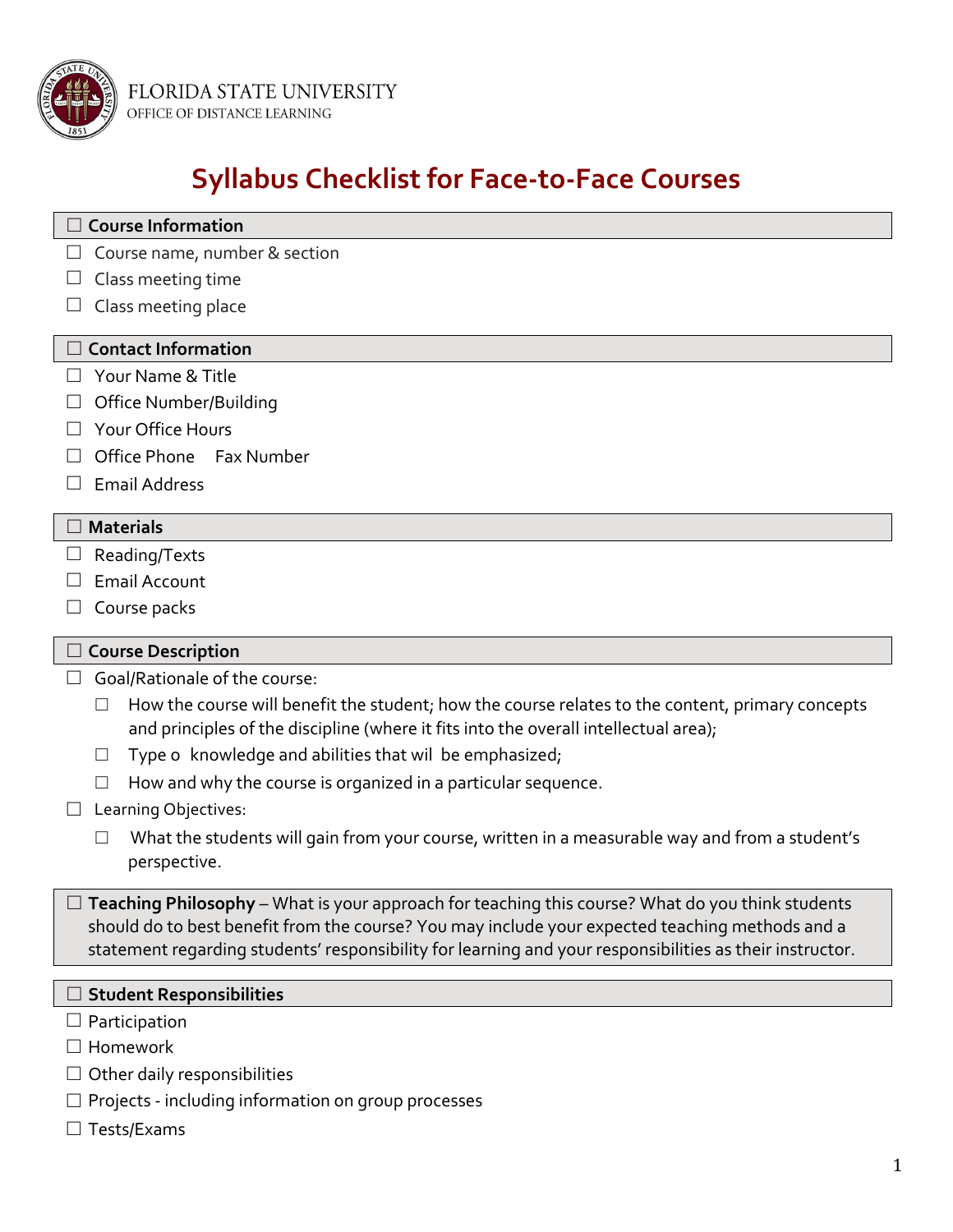FLORIDA STATE UNIVERSITY
OFFICE OF DISTANCE LEARNING

# Syllabus Checklist for Face-to-Face Courses

## ☐ Course Information

- ☐ Course name, number & section
- ☐ Class meeting time
- ☐ Class meeting place

## ☐ Contact Information

- ☐ Your Name & Title
- ☐ Office Number/Building
- ☐ Your Office Hours
- ☐ Office Phone  Fax Number
- ☐ Email Address

## ☐ Materials

- ☐ Reading/Texts
- ☐ Email Account
- ☐ Course packs

## ☐ Course Description

- ☐ Goal/Rationale of the course:
  - ☐ How the course will benefit the student; how the course relates to the content, primary concepts and principles of the discipline (where it fits into the overall intellectual area);
  - ☐ Type o  knowledge and abilities that wil  be emphasized;
  - ☐ How and why the course is organized in a particular sequence.
- ☐ Learning Objectives:
  - ☐ What the students will gain from your course, written in a measurable way and from a student's perspective.

☐ **Teaching Philosophy** – What is your approach for teaching this course? What do you think students should do to best benefit from the course? You may include your expected teaching methods and a statement regarding students' responsibility for learning and your responsibilities as their instructor.

## ☐ Student Responsibilities

- ☐ Participation
- ☐ Homework
- ☐ Other daily responsibilities
- ☐ Projects - including information on group processes
- ☐ Tests/Exams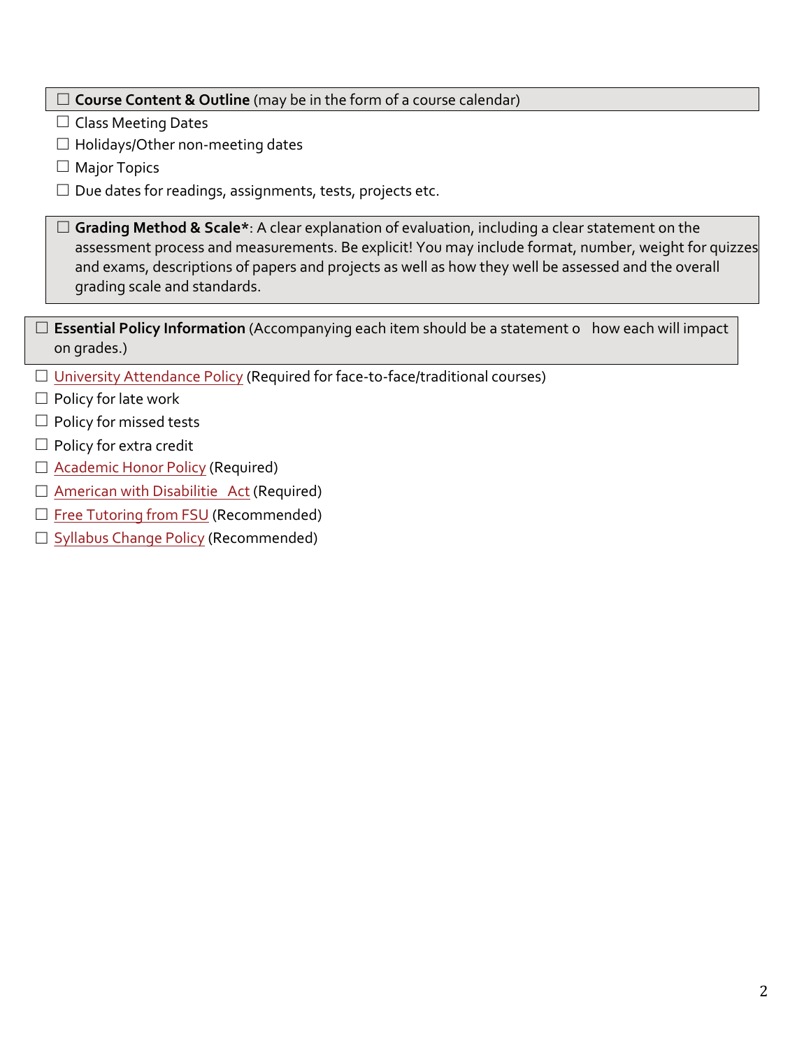☐ **Course Content & Outline** (may be in the form of a course calendar)

☐ Class Meeting Dates

☐ Holidays/Other non-meeting dates

☐ Major Topics

☐ Due dates for readings, assignments, tests, projects etc.

☐ **Grading Method & Scale***: A clear explanation of evaluation, including a clear statement on the assessment process and measurements. Be explicit! You may include format, number, weight for quizzes and exams, descriptions of papers and projects as well as how they well be assessed and the overall grading scale and standards.

☐ **Essential Policy Information** (Accompanying each item should be a statement o how each will impact on grades.)

☐ University Attendance Policy (Required for face-to-face/traditional courses)

☐ Policy for late work

☐ Policy for missed tests

☐ Policy for extra credit

☐ Academic Honor Policy (Required)

☐ American with Disabilitie Act (Required)

☐ Free Tutoring from FSU (Recommended)

☐ Syllabus Change Policy (Recommended)